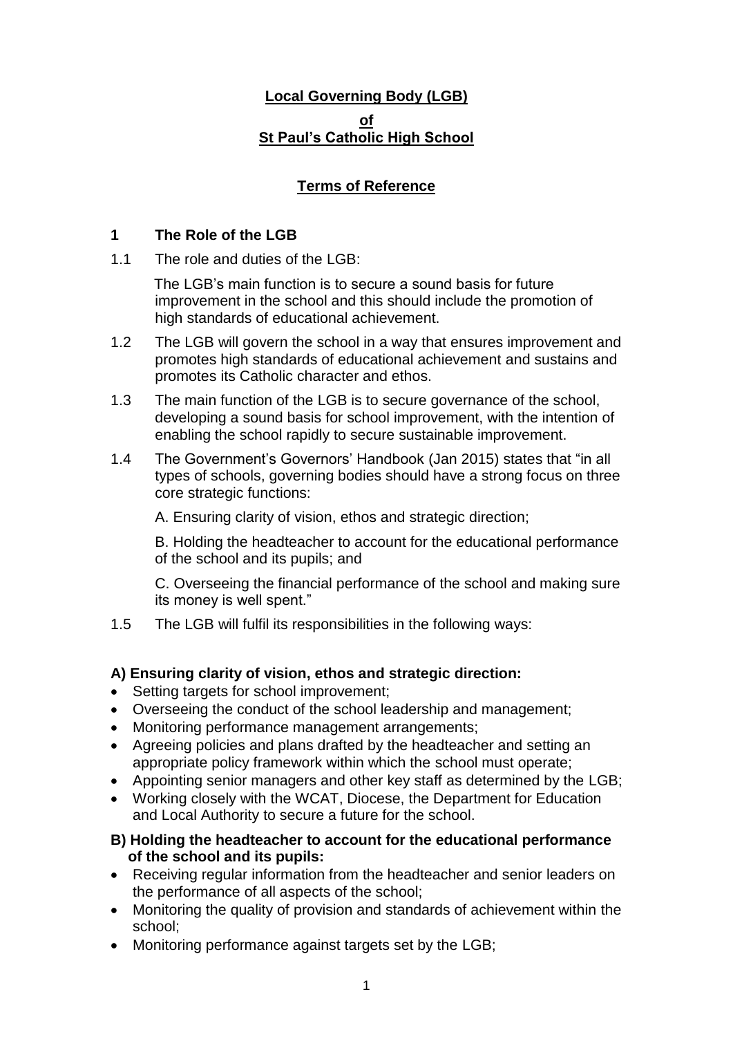# Local Governing Body (LGB)

**of**

**St Paul's Catholic High School**

## Terms of Reference

### 1 The Role of the LGB

1.1 The role and duties of the LGB:

The LGB's main function is to secure a sound basis for future improvement in the school and this should include the promotion of high standards of educational achievement.

1.2 The LGB will govern the school in a way that ensures improvement and promotes high standards of educational achievement and sustains and promotes its Catholic character and ethos.

1.3 The main function of the LGB is to secure governance of the school, developing a sound basis for school improvement, with the intention of enabling the school rapidly to secure sustainable improvement.

1.4 The Government's Governors' Handbook (Jan 2015) states that "in all types of schools, governing bodies should have a strong focus on three core strategic functions:

A. Ensuring clarity of vision, ethos and strategic direction;

B. Holding the headteacher to account for the educational performance of the school and its pupils; and

C. Overseeing the financial performance of the school and making sure its money is well spent."

1.5 The LGB will fulfil its responsibilities in the following ways:

**A) Ensuring clarity of vision, ethos and strategic direction:**

- Setting targets for school improvement;
- Overseeing the conduct of the school leadership and management;
- Monitoring performance management arrangements;
- Agreeing policies and plans drafted by the headteacher and setting an appropriate policy framework within which the school must operate;
- Appointing senior managers and other key staff as determined by the LGB;
- Working closely with the WCAT, Diocese, the Department for Education and Local Authority to secure a future for the school.

**B) Holding the headteacher to account for the educational performance of the school and its pupils:**

- Receiving regular information from the headteacher and senior leaders on the performance of all aspects of the school;
- Monitoring the quality of provision and standards of achievement within the school;
- Monitoring performance against targets set by the LGB;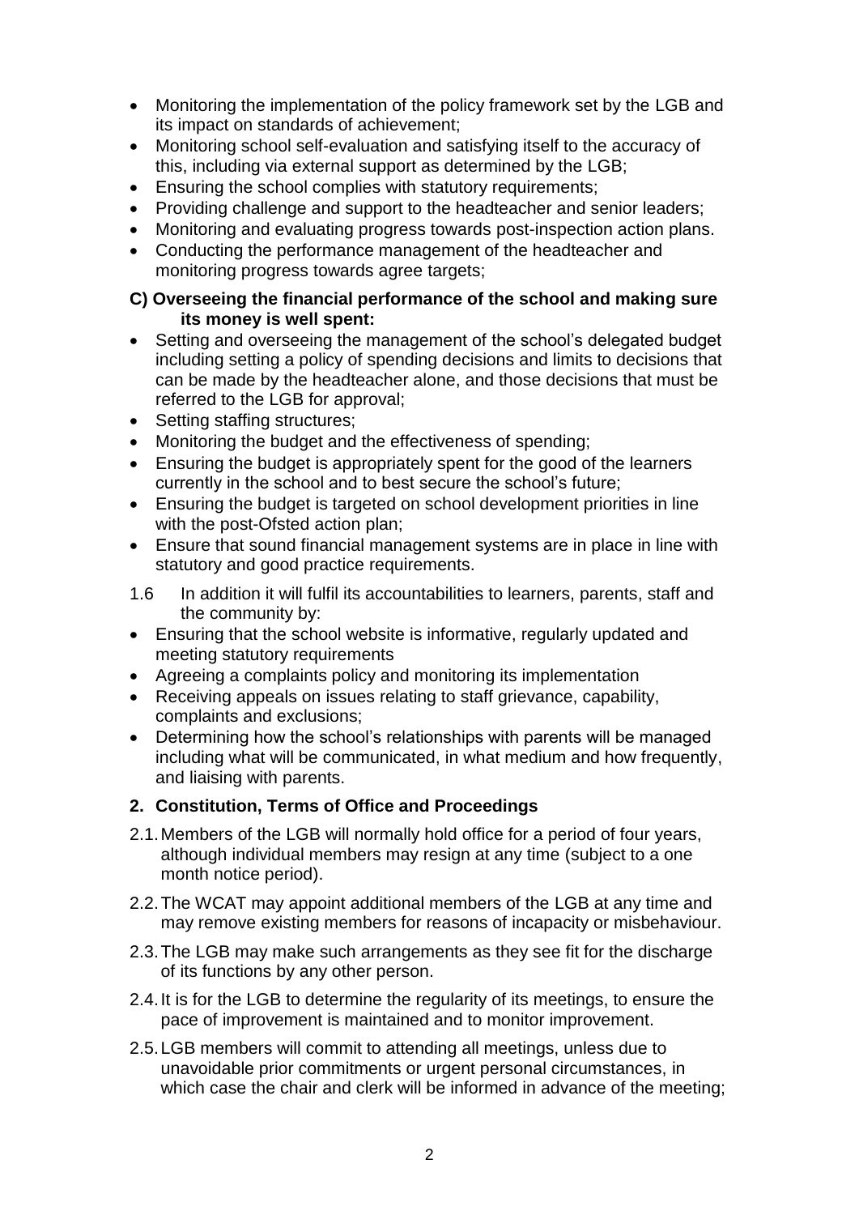- Monitoring the implementation of the policy framework set by the LGB and its impact on standards of achievement;
- Monitoring school self-evaluation and satisfying itself to the accuracy of this, including via external support as determined by the LGB;
- Ensuring the school complies with statutory requirements;
- Providing challenge and support to the headteacher and senior leaders;
- Monitoring and evaluating progress towards post-inspection action plans.
- Conducting the performance management of the headteacher and monitoring progress towards agree targets;

**C) Overseeing the financial performance of the school and making sure its money is well spent:**

- Setting and overseeing the management of the school's delegated budget including setting a policy of spending decisions and limits to decisions that can be made by the headteacher alone, and those decisions that must be referred to the LGB for approval;
- Setting staffing structures;
- Monitoring the budget and the effectiveness of spending;
- Ensuring the budget is appropriately spent for the good of the learners currently in the school and to best secure the school's future;
- Ensuring the budget is targeted on school development priorities in line with the post-Ofsted action plan;
- Ensure that sound financial management systems are in place in line with statutory and good practice requirements.

1.6 In addition it will fulfil its accountabilities to learners, parents, staff and the community by:

- Ensuring that the school website is informative, regularly updated and meeting statutory requirements
- Agreeing a complaints policy and monitoring its implementation
- Receiving appeals on issues relating to staff grievance, capability, complaints and exclusions;
- Determining how the school's relationships with parents will be managed including what will be communicated, in what medium and how frequently, and liaising with parents.

## 2. Constitution, Terms of Office and Proceedings

2.1. Members of the LGB will normally hold office for a period of four years, although individual members may resign at any time (subject to a one month notice period).

2.2. The WCAT may appoint additional members of the LGB at any time and may remove existing members for reasons of incapacity or misbehaviour.

2.3. The LGB may make such arrangements as they see fit for the discharge of its functions by any other person.

2.4. It is for the LGB to determine the regularity of its meetings, to ensure the pace of improvement is maintained and to monitor improvement.

2.5. LGB members will commit to attending all meetings, unless due to unavoidable prior commitments or urgent personal circumstances, in which case the chair and clerk will be informed in advance of the meeting;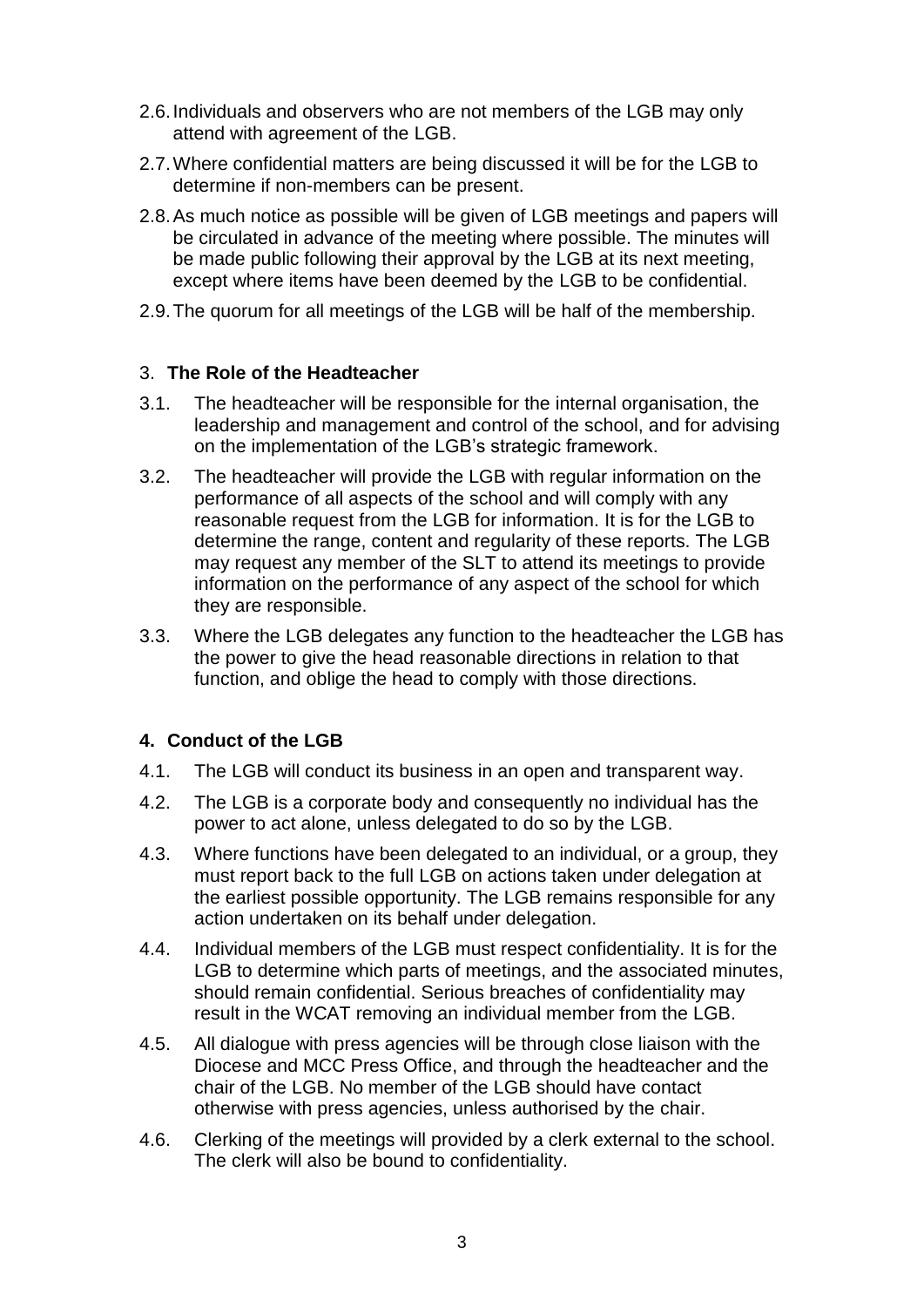2.6. Individuals and observers who are not members of the LGB may only attend with agreement of the LGB.

2.7. Where confidential matters are being discussed it will be for the LGB to determine if non-members can be present.

2.8. As much notice as possible will be given of LGB meetings and papers will be circulated in advance of the meeting where possible. The minutes will be made public following their approval by the LGB at its next meeting, except where items have been deemed by the LGB to be confidential.

2.9. The quorum for all meetings of the LGB will be half of the membership.

## 3. **The Role of the Headteacher**

3.1. The headteacher will be responsible for the internal organisation, the leadership and management and control of the school, and for advising on the implementation of the LGB's strategic framework.

3.2. The headteacher will provide the LGB with regular information on the performance of all aspects of the school and will comply with any reasonable request from the LGB for information. It is for the LGB to determine the range, content and regularity of these reports. The LGB may request any member of the SLT to attend its meetings to provide information on the performance of any aspect of the school for which they are responsible.

3.3. Where the LGB delegates any function to the headteacher the LGB has the power to give the head reasonable directions in relation to that function, and oblige the head to comply with those directions.

## **4. Conduct of the LGB**

4.1. The LGB will conduct its business in an open and transparent way.

4.2. The LGB is a corporate body and consequently no individual has the power to act alone, unless delegated to do so by the LGB.

4.3. Where functions have been delegated to an individual, or a group, they must report back to the full LGB on actions taken under delegation at the earliest possible opportunity. The LGB remains responsible for any action undertaken on its behalf under delegation.

4.4. Individual members of the LGB must respect confidentiality. It is for the LGB to determine which parts of meetings, and the associated minutes, should remain confidential. Serious breaches of confidentiality may result in the WCAT removing an individual member from the LGB.

4.5. All dialogue with press agencies will be through close liaison with the Diocese and MCC Press Office, and through the headteacher and the chair of the LGB. No member of the LGB should have contact otherwise with press agencies, unless authorised by the chair.

4.6. Clerking of the meetings will provided by a clerk external to the school. The clerk will also be bound to confidentiality.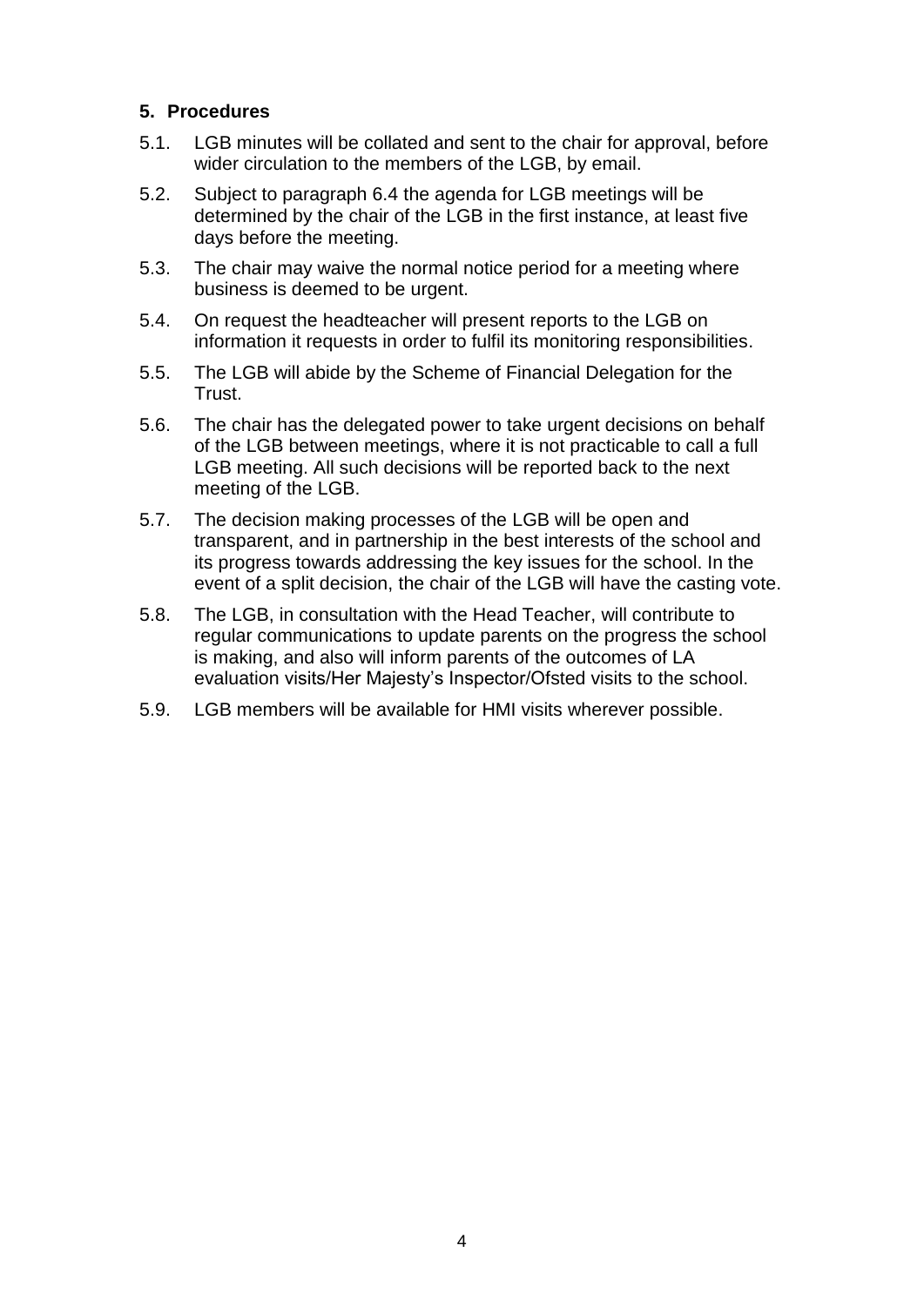## 5. Procedures

5.1. LGB minutes will be collated and sent to the chair for approval, before wider circulation to the members of the LGB, by email.

5.2. Subject to paragraph 6.4 the agenda for LGB meetings will be determined by the chair of the LGB in the first instance, at least five days before the meeting.

5.3. The chair may waive the normal notice period for a meeting where business is deemed to be urgent.

5.4. On request the headteacher will present reports to the LGB on information it requests in order to fulfil its monitoring responsibilities.

5.5. The LGB will abide by the Scheme of Financial Delegation for the Trust.

5.6. The chair has the delegated power to take urgent decisions on behalf of the LGB between meetings, where it is not practicable to call a full LGB meeting. All such decisions will be reported back to the next meeting of the LGB.

5.7. The decision making processes of the LGB will be open and transparent, and in partnership in the best interests of the school and its progress towards addressing the key issues for the school. In the event of a split decision, the chair of the LGB will have the casting vote.

5.8. The LGB, in consultation with the Head Teacher, will contribute to regular communications to update parents on the progress the school is making, and also will inform parents of the outcomes of LA evaluation visits/Her Majesty's Inspector/Ofsted visits to the school.

5.9. LGB members will be available for HMI visits wherever possible.